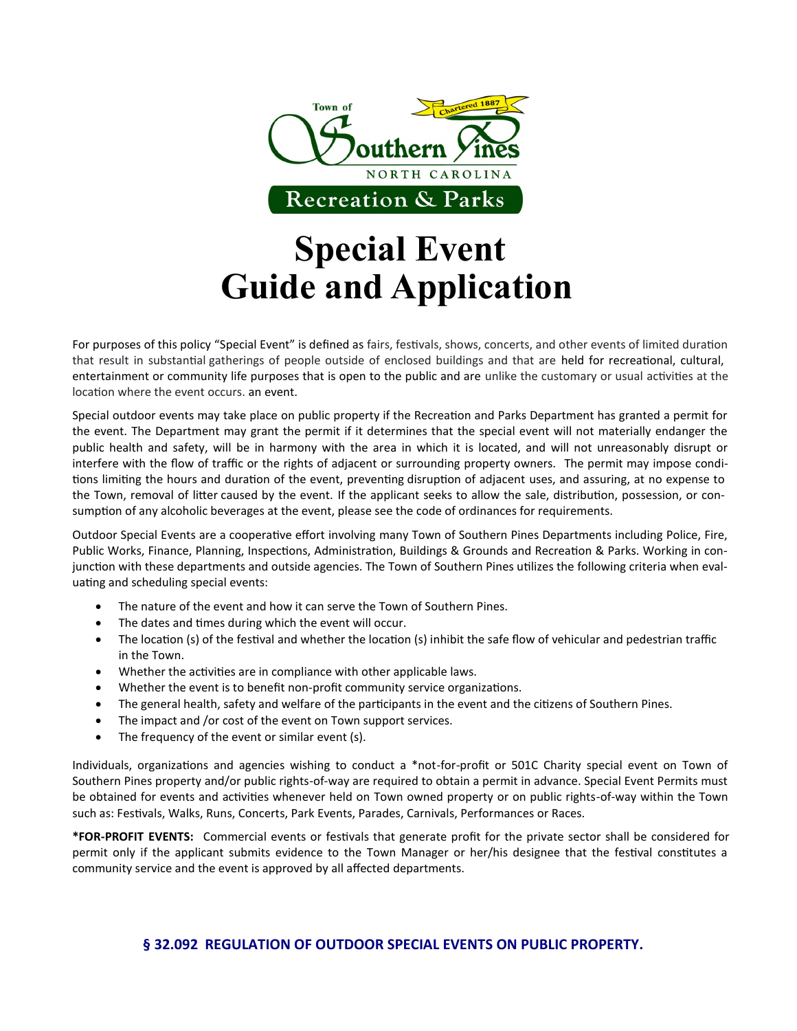Town of Southern Pines
Chartered 1887
NORTH CAROLINA
Recreation & Parks

# Special Event Guide and Application

For purposes of this policy "Special Event" is defined as fairs, festivals, shows, concerts, and other events of limited duration that result in substantial gatherings of people outside of enclosed buildings and that are held for recreational, cultural, entertainment or community life purposes that is open to the public and are unlike the customary or usual activities at the location where the event occurs. an event.

Special outdoor events may take place on public property if the Recreation and Parks Department has granted a permit for the event. The Department may grant the permit if it determines that the special event will not materially endanger the public health and safety, will be in harmony with the area in which it is located, and will not unreasonably disrupt or interfere with the flow of traffic or the rights of adjacent or surrounding property owners. The permit may impose conditions limiting the hours and duration of the event, preventing disruption of adjacent uses, and assuring, at no expense to the Town, removal of litter caused by the event. If the applicant seeks to allow the sale, distribution, possession, or consumption of any alcoholic beverages at the event, please see the code of ordinances for requirements.

Outdoor Special Events are a cooperative effort involving many Town of Southern Pines Departments including Police, Fire, Public Works, Finance, Planning, Inspections, Administration, Buildings & Grounds and Recreation & Parks. Working in conjunction with these departments and outside agencies. The Town of Southern Pines utilizes the following criteria when evaluating and scheduling special events:

- The nature of the event and how it can serve the Town of Southern Pines.
- The dates and times during which the event will occur.
- The location (s) of the festival and whether the location (s) inhibit the safe flow of vehicular and pedestrian traffic in the Town.
- Whether the activities are in compliance with other applicable laws.
- Whether the event is to benefit non-profit community service organizations.
- The general health, safety and welfare of the participants in the event and the citizens of Southern Pines.
- The impact and /or cost of the event on Town support services.
- The frequency of the event or similar event (s).

Individuals, organizations and agencies wishing to conduct a *not-for-profit or 501C Charity special event on Town of Southern Pines property and/or public rights-of-way are required to obtain a permit in advance. Special Event Permits must be obtained for events and activities whenever held on Town owned property or on public rights-of-way within the Town such as: Festivals, Walks, Runs, Concerts, Park Events, Parades, Carnivals, Performances or Races.

**\*FOR-PROFIT EVENTS:** Commercial events or festivals that generate profit for the private sector shall be considered for permit only if the applicant submits evidence to the Town Manager or her/his designee that the festival constitutes a community service and the event is approved by all affected departments.

## § 32.092 REGULATION OF OUTDOOR SPECIAL EVENTS ON PUBLIC PROPERTY.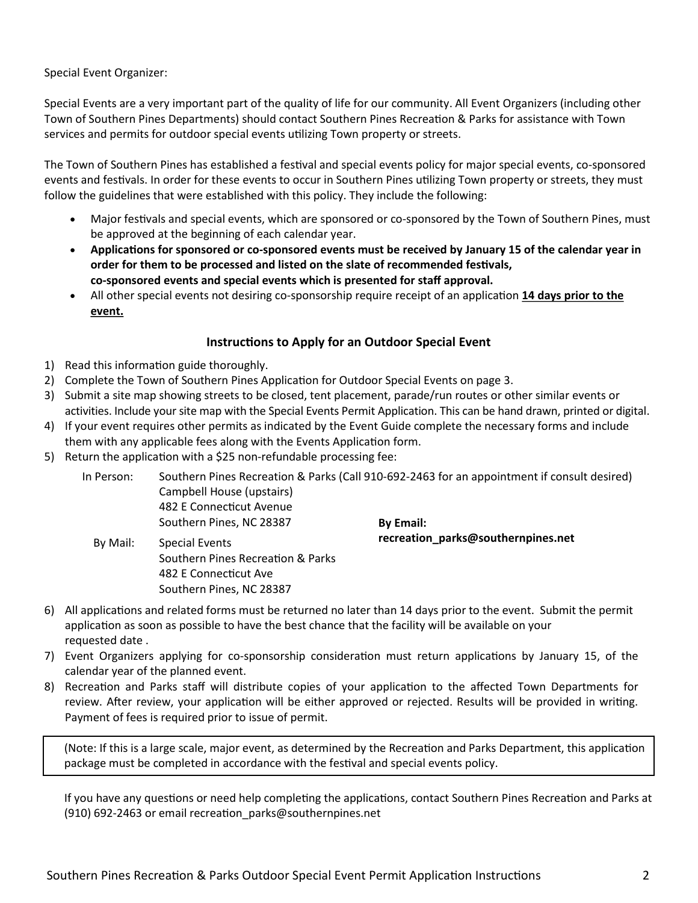Special Event Organizer:

Special Events are a very important part of the quality of life for our community. All Event Organizers (including other Town of Southern Pines Departments) should contact Southern Pines Recreation & Parks for assistance with Town services and permits for outdoor special events utilizing Town property or streets.

The Town of Southern Pines has established a festival and special events policy for major special events, co-sponsored events and festivals. In order for these events to occur in Southern Pines utilizing Town property or streets, they must follow the guidelines that were established with this policy. They include the following:

- Major festivals and special events, which are sponsored or co-sponsored by the Town of Southern Pines, must be approved at the beginning of each calendar year.
- **Applications for sponsored or co-sponsored events must be received by January 15 of the calendar year in order for them to be processed and listed on the slate of recommended festivals, co-sponsored events and special events which is presented for staff approval.**
- All other special events not desiring co-sponsorship require receipt of an application **14 days prior to the event.**

### Instructions to Apply for an Outdoor Special Event

1) Read this information guide thoroughly.
2) Complete the Town of Southern Pines Application for Outdoor Special Events on page 3.
3) Submit a site map showing streets to be closed, tent placement, parade/run routes or other similar events or activities. Include your site map with the Special Events Permit Application. This can be hand drawn, printed or digital.
4) If your event requires other permits as indicated by the Event Guide complete the necessary forms and include them with any applicable fees along with the Events Application form.
5) Return the application with a $25 non-refundable processing fee:

   In Person: Southern Pines Recreation & Parks (Call 910-692-2463 for an appointment if consult desired)
   Campbell House (upstairs)
   482 E Connecticut Avenue
   Southern Pines, NC 28387

   By Mail: Special Events
   Southern Pines Recreation & Parks
   482 E Connecticut Ave
   Southern Pines, NC 28387

   **By Email:**
   **recreation_parks@southernpines.net**

6) All applications and related forms must be returned no later than 14 days prior to the event. Submit the permit application as soon as possible to have the best chance that the facility will be available on your requested date .
7) Event Organizers applying for co-sponsorship consideration must return applications by January 15, of the calendar year of the planned event.
8) Recreation and Parks staff will distribute copies of your application to the affected Town Departments for review. After review, your application will be either approved or rejected. Results will be provided in writing. Payment of fees is required prior to issue of permit.

(Note: If this is a large scale, major event, as determined by the Recreation and Parks Department, this application package must be completed in accordance with the festival and special events policy.

If you have any questions or need help completing the applications, contact Southern Pines Recreation and Parks at (910) 692-2463 or email recreation_parks@southernpines.net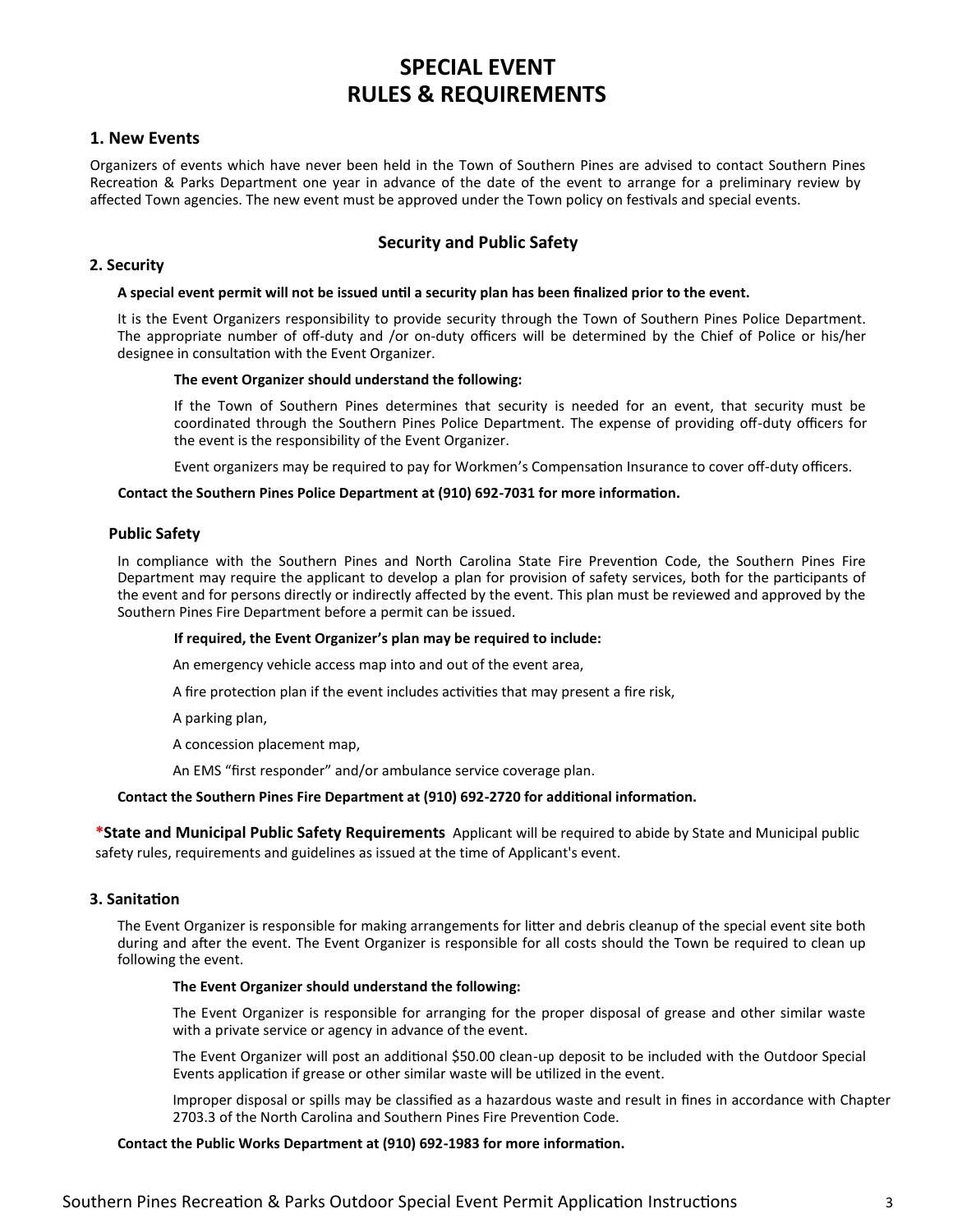# SPECIAL EVENT RULES & REQUIREMENTS

## 1. New Events

Organizers of events which have never been held in the Town of Southern Pines are advised to contact Southern Pines Recreation & Parks Department one year in advance of the date of the event to arrange for a preliminary review by affected Town agencies. The new event must be approved under the Town policy on festivals and special events.

## Security and Public Safety

### 2. Security

**A special event permit will not be issued until a security plan has been finalized prior to the event.**

It is the Event Organizers responsibility to provide security through the Town of Southern Pines Police Department. The appropriate number of off-duty and /or on-duty officers will be determined by the Chief of Police or his/her designee in consultation with the Event Organizer.

**The event Organizer should understand the following:**

If the Town of Southern Pines determines that security is needed for an event, that security must be coordinated through the Southern Pines Police Department. The expense of providing off-duty officers for the event is the responsibility of the Event Organizer.

Event organizers may be required to pay for Workmen's Compensation Insurance to cover off-duty officers.

**Contact the Southern Pines Police Department at (910) 692-7031 for more information.**

### Public Safety

In compliance with the Southern Pines and North Carolina State Fire Prevention Code, the Southern Pines Fire Department may require the applicant to develop a plan for provision of safety services, both for the participants of the event and for persons directly or indirectly affected by the event. This plan must be reviewed and approved by the Southern Pines Fire Department before a permit can be issued.

**If required, the Event Organizer's plan may be required to include:**

An emergency vehicle access map into and out of the event area,

A fire protection plan if the event includes activities that may present a fire risk,

A parking plan,

A concession placement map,

An EMS "first responder" and/or ambulance service coverage plan.

**Contact the Southern Pines Fire Department at (910) 692-2720 for additional information.**

**\*State and Municipal Public Safety Requirements** Applicant will be required to abide by State and Municipal public safety rules, requirements and guidelines as issued at the time of Applicant's event.

### 3. Sanitation

The Event Organizer is responsible for making arrangements for litter and debris cleanup of the special event site both during and after the event. The Event Organizer is responsible for all costs should the Town be required to clean up following the event.

**The Event Organizer should understand the following:**

The Event Organizer is responsible for arranging for the proper disposal of grease and other similar waste with a private service or agency in advance of the event.

The Event Organizer will post an additional $50.00 clean-up deposit to be included with the Outdoor Special Events application if grease or other similar waste will be utilized in the event.

Improper disposal or spills may be classified as a hazardous waste and result in fines in accordance with Chapter 2703.3 of the North Carolina and Southern Pines Fire Prevention Code.

**Contact the Public Works Department at (910) 692-1983 for more information.**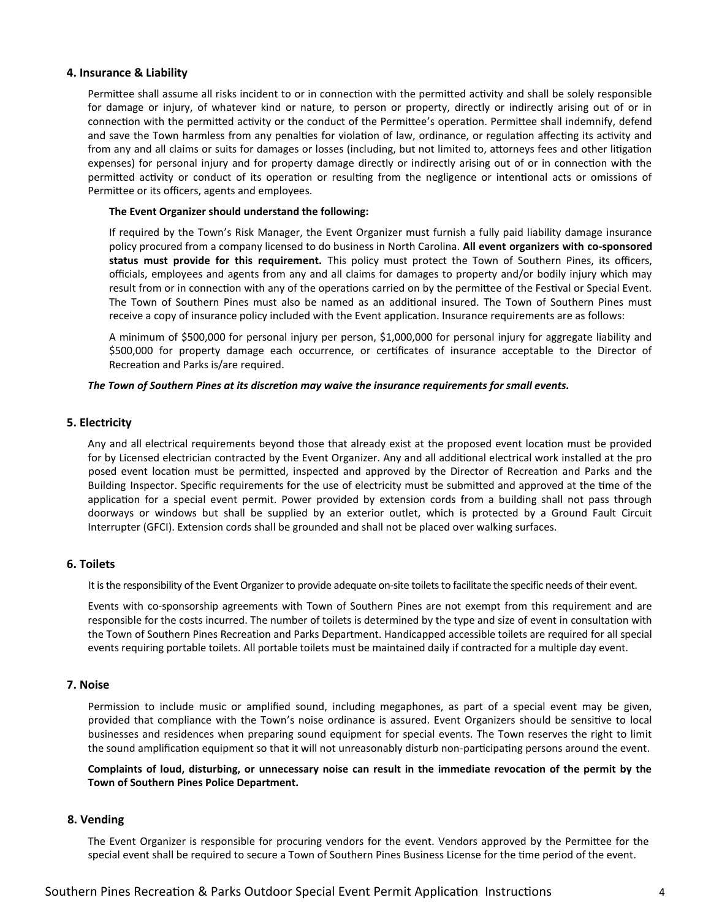## 4. Insurance & Liability

Permittee shall assume all risks incident to or in connection with the permitted activity and shall be solely responsible for damage or injury, of whatever kind or nature, to person or property, directly or indirectly arising out of or in connection with the permitted activity or the conduct of the Permittee's operation. Permittee shall indemnify, defend and save the Town harmless from any penalties for violation of law, ordinance, or regulation affecting its activity and from any and all claims or suits for damages or losses (including, but not limited to, attorneys fees and other litigation expenses) for personal injury and for property damage directly or indirectly arising out of or in connection with the permitted activity or conduct of its operation or resulting from the negligence or intentional acts or omissions of Permittee or its officers, agents and employees.

**The Event Organizer should understand the following:**

If required by the Town's Risk Manager, the Event Organizer must furnish a fully paid liability damage insurance policy procured from a company licensed to do business in North Carolina. **All event organizers with co-sponsored status must provide for this requirement.** This policy must protect the Town of Southern Pines, its officers, officials, employees and agents from any and all claims for damages to property and/or bodily injury which may result from or in connection with any of the operations carried on by the permittee of the Festival or Special Event. The Town of Southern Pines must also be named as an additional insured. The Town of Southern Pines must receive a copy of insurance policy included with the Event application. Insurance requirements are as follows:

A minimum of $500,000 for personal injury per person, $1,000,000 for personal injury for aggregate liability and $500,000 for property damage each occurrence, or certificates of insurance acceptable to the Director of Recreation and Parks is/are required.

***The Town of Southern Pines at its discretion may waive the insurance requirements for small events.***

## 5. Electricity

Any and all electrical requirements beyond those that already exist at the proposed event location must be provided for by Licensed electrician contracted by the Event Organizer. Any and all additional electrical work installed at the pro posed event location must be permitted, inspected and approved by the Director of Recreation and Parks and the Building Inspector. Specific requirements for the use of electricity must be submitted and approved at the time of the application for a special event permit. Power provided by extension cords from a building shall not pass through doorways or windows but shall be supplied by an exterior outlet, which is protected by a Ground Fault Circuit Interrupter (GFCI). Extension cords shall be grounded and shall not be placed over walking surfaces.

## 6. Toilets

It is the responsibility of the Event Organizer to provide adequate on-site toilets to facilitate the specific needs of their event.

Events with co-sponsorship agreements with Town of Southern Pines are not exempt from this requirement and are responsible for the costs incurred. The number of toilets is determined by the type and size of event in consultation with the Town of Southern Pines Recreation and Parks Department. Handicapped accessible toilets are required for all special events requiring portable toilets. All portable toilets must be maintained daily if contracted for a multiple day event.

## 7. Noise

Permission to include music or amplified sound, including megaphones, as part of a special event may be given, provided that compliance with the Town's noise ordinance is assured. Event Organizers should be sensitive to local businesses and residences when preparing sound equipment for special events. The Town reserves the right to limit the sound amplification equipment so that it will not unreasonably disturb non-participating persons around the event.

**Complaints of loud, disturbing, or unnecessary noise can result in the immediate revocation of the permit by the Town of Southern Pines Police Department.**

## 8. Vending

The Event Organizer is responsible for procuring vendors for the event. Vendors approved by the Permittee for the special event shall be required to secure a Town of Southern Pines Business License for the time period of the event.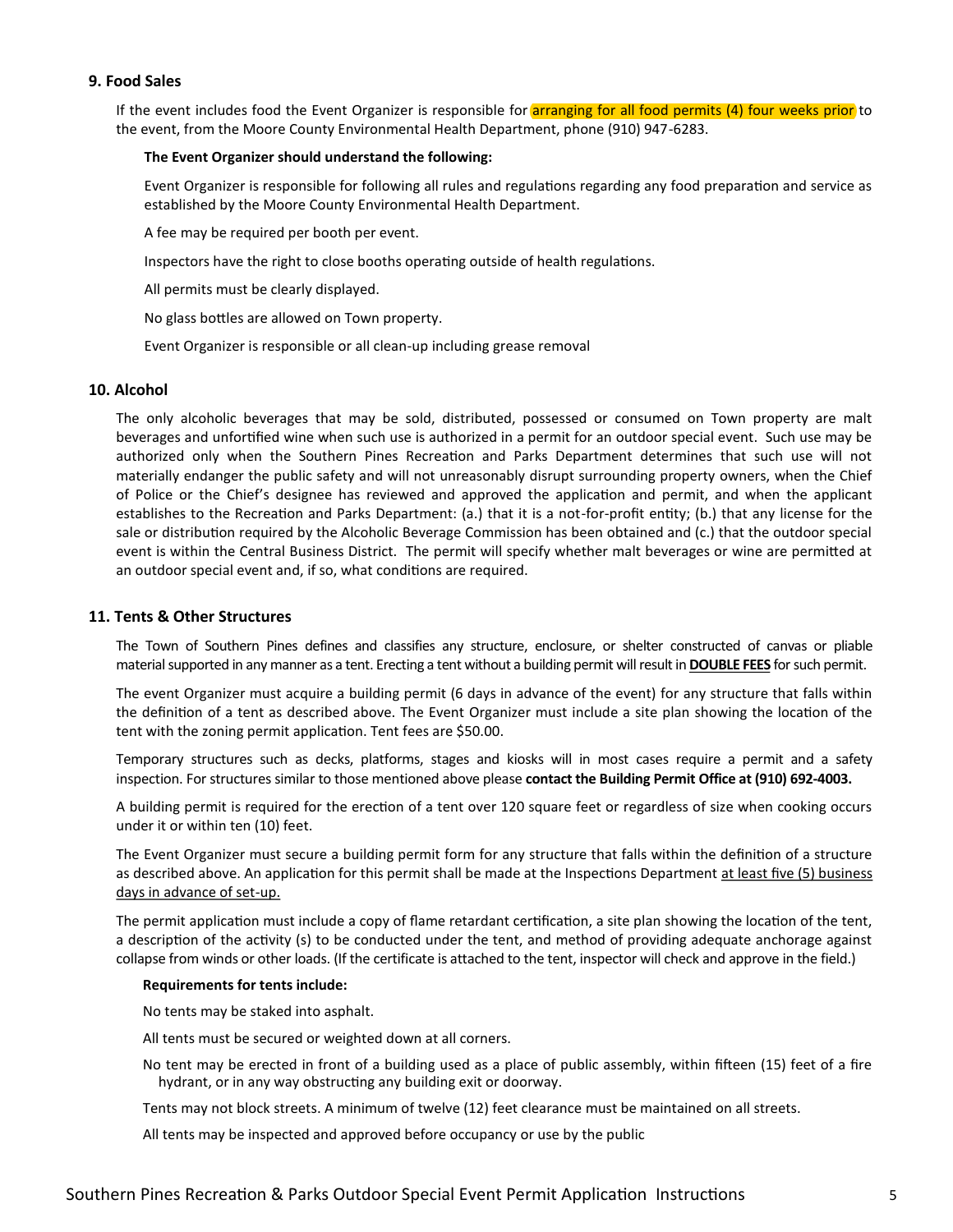## 9. Food Sales

If the event includes food the Event Organizer is responsible for arranging for all food permits (4) four weeks prior to the event, from the Moore County Environmental Health Department, phone (910) 947-6283.

**The Event Organizer should understand the following:**

Event Organizer is responsible for following all rules and regulations regarding any food preparation and service as established by the Moore County Environmental Health Department.

A fee may be required per booth per event.

Inspectors have the right to close booths operating outside of health regulations.

All permits must be clearly displayed.

No glass bottles are allowed on Town property.

Event Organizer is responsible or all clean-up including grease removal

## 10. Alcohol

The only alcoholic beverages that may be sold, distributed, possessed or consumed on Town property are malt beverages and unfortified wine when such use is authorized in a permit for an outdoor special event. Such use may be authorized only when the Southern Pines Recreation and Parks Department determines that such use will not materially endanger the public safety and will not unreasonably disrupt surrounding property owners, when the Chief of Police or the Chief's designee has reviewed and approved the application and permit, and when the applicant establishes to the Recreation and Parks Department: (a.) that it is a not-for-profit entity; (b.) that any license for the sale or distribution required by the Alcoholic Beverage Commission has been obtained and (c.) that the outdoor special event is within the Central Business District. The permit will specify whether malt beverages or wine are permitted at an outdoor special event and, if so, what conditions are required.

## 11. Tents & Other Structures

The Town of Southern Pines defines and classifies any structure, enclosure, or shelter constructed of canvas or pliable material supported in any manner as a tent. Erecting a tent without a building permit will result in **DOUBLE FEES** for such permit.

The event Organizer must acquire a building permit (6 days in advance of the event) for any structure that falls within the definition of a tent as described above. The Event Organizer must include a site plan showing the location of the tent with the zoning permit application. Tent fees are $50.00.

Temporary structures such as decks, platforms, stages and kiosks will in most cases require a permit and a safety inspection. For structures similar to those mentioned above please **contact the Building Permit Office at (910) 692-4003.**

A building permit is required for the erection of a tent over 120 square feet or regardless of size when cooking occurs under it or within ten (10) feet.

The Event Organizer must secure a building permit form for any structure that falls within the definition of a structure as described above. An application for this permit shall be made at the Inspections Department at least five (5) business days in advance of set-up.

The permit application must include a copy of flame retardant certification, a site plan showing the location of the tent, a description of the activity (s) to be conducted under the tent, and method of providing adequate anchorage against collapse from winds or other loads. (If the certificate is attached to the tent, inspector will check and approve in the field.)

**Requirements for tents include:**

No tents may be staked into asphalt.

All tents must be secured or weighted down at all corners.

No tent may be erected in front of a building used as a place of public assembly, within fifteen (15) feet of a fire hydrant, or in any way obstructing any building exit or doorway.

Tents may not block streets. A minimum of twelve (12) feet clearance must be maintained on all streets.

All tents may be inspected and approved before occupancy or use by the public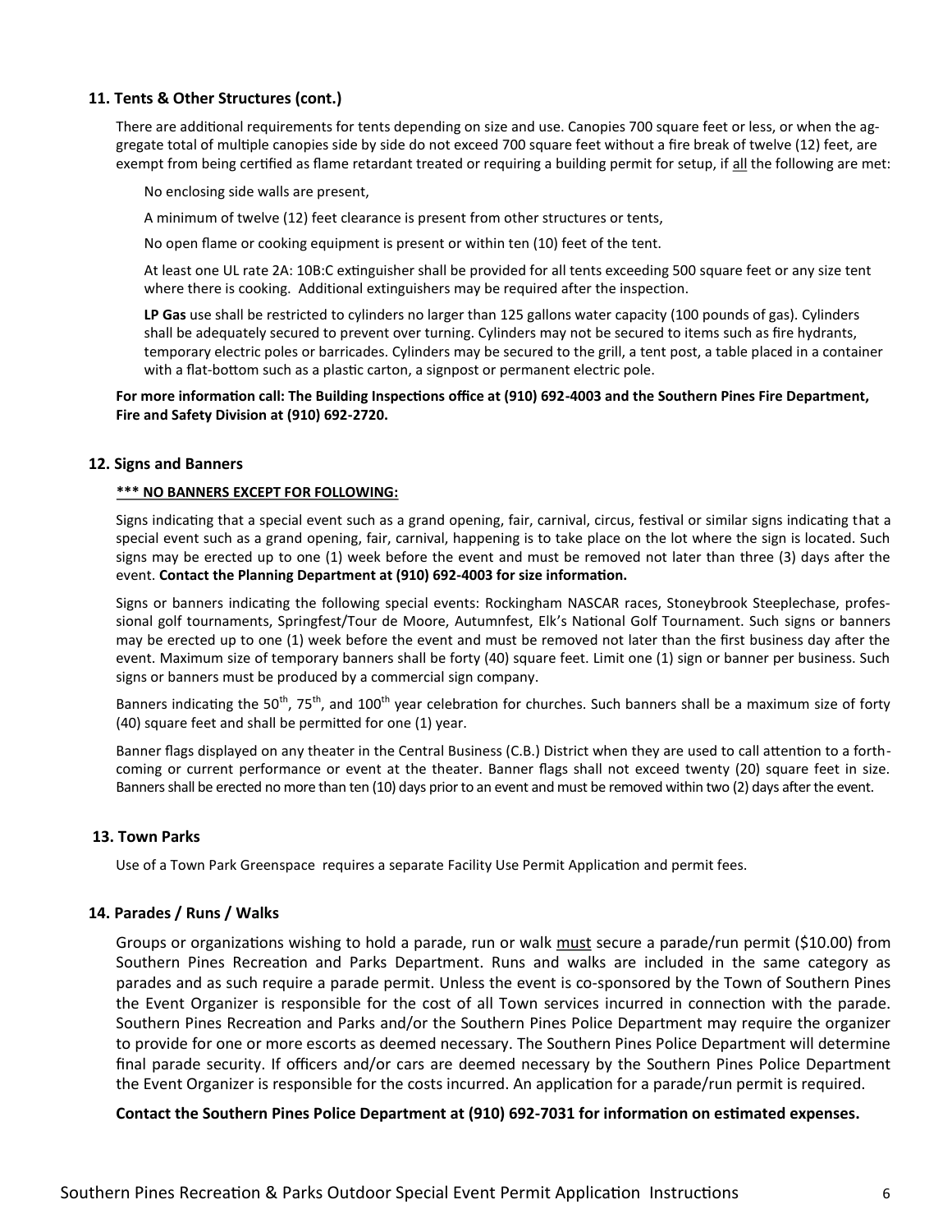### 11. Tents & Other Structures (cont.)

There are additional requirements for tents depending on size and use. Canopies 700 square feet or less, or when the aggregate total of multiple canopies side by side do not exceed 700 square feet without a fire break of twelve (12) feet, are exempt from being certified as flame retardant treated or requiring a building permit for setup, if all the following are met:

No enclosing side walls are present,

A minimum of twelve (12) feet clearance is present from other structures or tents,

No open flame or cooking equipment is present or within ten (10) feet of the tent.

At least one UL rate 2A: 10B:C extinguisher shall be provided for all tents exceeding 500 square feet or any size tent where there is cooking. Additional extinguishers may be required after the inspection.

**LP Gas** use shall be restricted to cylinders no larger than 125 gallons water capacity (100 pounds of gas). Cylinders shall be adequately secured to prevent over turning. Cylinders may not be secured to items such as fire hydrants, temporary electric poles or barricades. Cylinders may be secured to the grill, a tent post, a table placed in a container with a flat-bottom such as a plastic carton, a signpost or permanent electric pole.

**For more information call: The Building Inspections office at (910) 692-4003 and the Southern Pines Fire Department, Fire and Safety Division at (910) 692-2720.**

### 12. Signs and Banners

**\*\*\* NO BANNERS EXCEPT FOR FOLLOWING:**

Signs indicating that a special event such as a grand opening, fair, carnival, circus, festival or similar signs indicating that a special event such as a grand opening, fair, carnival, happening is to take place on the lot where the sign is located. Such signs may be erected up to one (1) week before the event and must be removed not later than three (3) days after the event. **Contact the Planning Department at (910) 692-4003 for size information.**

Signs or banners indicating the following special events: Rockingham NASCAR races, Stoneybrook Steeplechase, professional golf tournaments, Springfest/Tour de Moore, Autumnfest, Elk's National Golf Tournament. Such signs or banners may be erected up to one (1) week before the event and must be removed not later than the first business day after the event. Maximum size of temporary banners shall be forty (40) square feet. Limit one (1) sign or banner per business. Such signs or banners must be produced by a commercial sign company.

Banners indicating the 50th, 75th, and 100th year celebration for churches. Such banners shall be a maximum size of forty (40) square feet and shall be permitted for one (1) year.

Banner flags displayed on any theater in the Central Business (C.B.) District when they are used to call attention to a forthcoming or current performance or event at the theater. Banner flags shall not exceed twenty (20) square feet in size. Banners shall be erected no more than ten (10) days prior to an event and must be removed within two (2) days after the event.

### 13. Town Parks

Use of a Town Park Greenspace requires a separate Facility Use Permit Application and permit fees.

### 14. Parades / Runs / Walks

Groups or organizations wishing to hold a parade, run or walk must secure a parade/run permit ($10.00) from Southern Pines Recreation and Parks Department. Runs and walks are included in the same category as parades and as such require a parade permit. Unless the event is co-sponsored by the Town of Southern Pines the Event Organizer is responsible for the cost of all Town services incurred in connection with the parade. Southern Pines Recreation and Parks and/or the Southern Pines Police Department may require the organizer to provide for one or more escorts as deemed necessary. The Southern Pines Police Department will determine final parade security. If officers and/or cars are deemed necessary by the Southern Pines Police Department the Event Organizer is responsible for the costs incurred. An application for a parade/run permit is required.

**Contact the Southern Pines Police Department at (910) 692-7031 for information on estimated expenses.**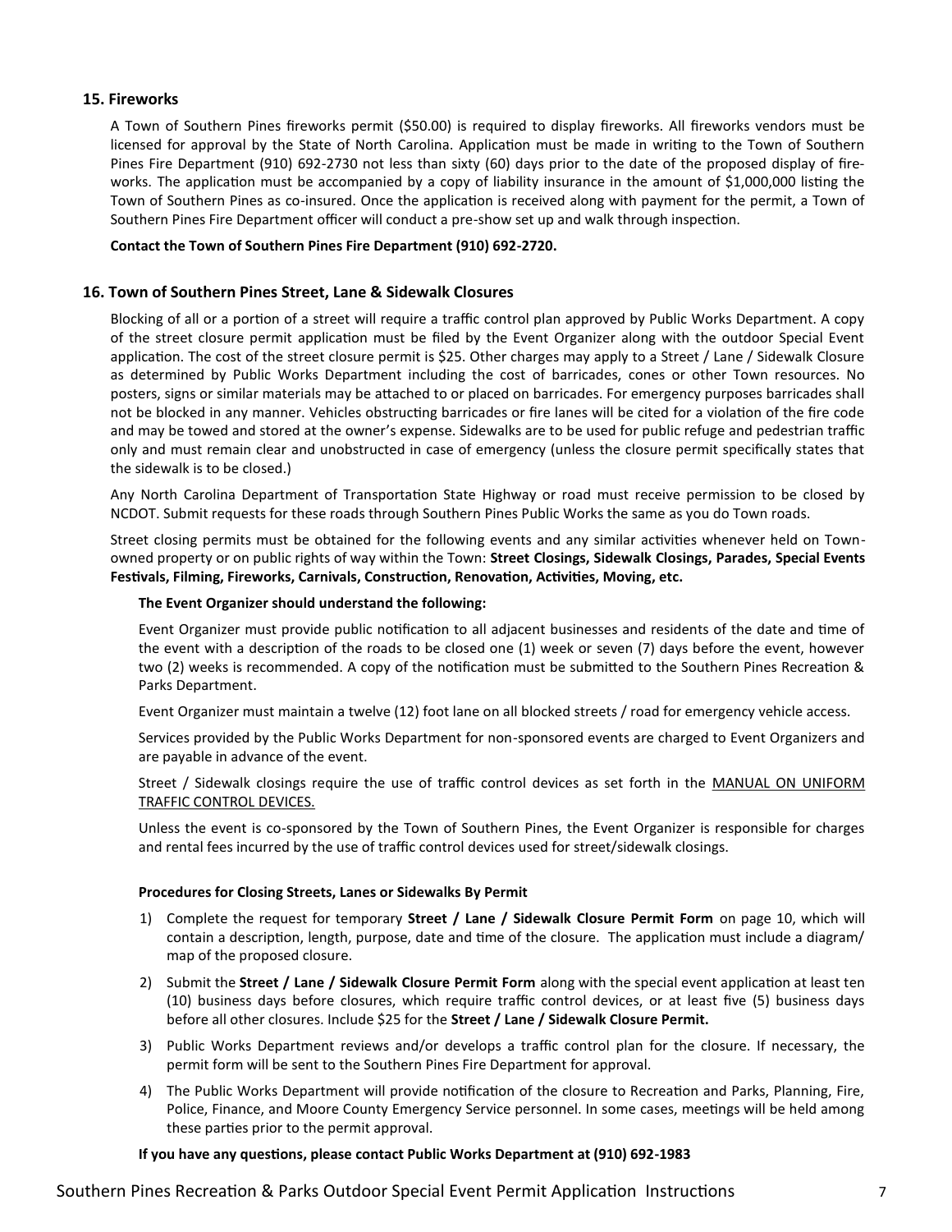### 15. Fireworks

A Town of Southern Pines fireworks permit ($50.00) is required to display fireworks. All fireworks vendors must be licensed for approval by the State of North Carolina. Application must be made in writing to the Town of Southern Pines Fire Department (910) 692-2730 not less than sixty (60) days prior to the date of the proposed display of fireworks. The application must be accompanied by a copy of liability insurance in the amount of $1,000,000 listing the Town of Southern Pines as co-insured. Once the application is received along with payment for the permit, a Town of Southern Pines Fire Department officer will conduct a pre-show set up and walk through inspection.

**Contact the Town of Southern Pines Fire Department (910) 692-2720.**

### 16. Town of Southern Pines Street, Lane & Sidewalk Closures

Blocking of all or a portion of a street will require a traffic control plan approved by Public Works Department. A copy of the street closure permit application must be filed by the Event Organizer along with the outdoor Special Event application. The cost of the street closure permit is $25. Other charges may apply to a Street / Lane / Sidewalk Closure as determined by Public Works Department including the cost of barricades, cones or other Town resources. No posters, signs or similar materials may be attached to or placed on barricades. For emergency purposes barricades shall not be blocked in any manner. Vehicles obstructing barricades or fire lanes will be cited for a violation of the fire code and may be towed and stored at the owner's expense. Sidewalks are to be used for public refuge and pedestrian traffic only and must remain clear and unobstructed in case of emergency (unless the closure permit specifically states that the sidewalk is to be closed.)

Any North Carolina Department of Transportation State Highway or road must receive permission to be closed by NCDOT. Submit requests for these roads through Southern Pines Public Works the same as you do Town roads.

Street closing permits must be obtained for the following events and any similar activities whenever held on Town-owned property or on public rights of way within the Town: **Street Closings, Sidewalk Closings, Parades, Special Events Festivals, Filming, Fireworks, Carnivals, Construction, Renovation, Activities, Moving, etc.**

**The Event Organizer should understand the following:**

Event Organizer must provide public notification to all adjacent businesses and residents of the date and time of the event with a description of the roads to be closed one (1) week or seven (7) days before the event, however two (2) weeks is recommended. A copy of the notification must be submitted to the Southern Pines Recreation & Parks Department.

Event Organizer must maintain a twelve (12) foot lane on all blocked streets / road for emergency vehicle access.

Services provided by the Public Works Department for non-sponsored events are charged to Event Organizers and are payable in advance of the event.

Street / Sidewalk closings require the use of traffic control devices as set forth in the MANUAL ON UNIFORM TRAFFIC CONTROL DEVICES.

Unless the event is co-sponsored by the Town of Southern Pines, the Event Organizer is responsible for charges and rental fees incurred by the use of traffic control devices used for street/sidewalk closings.

**Procedures for Closing Streets, Lanes or Sidewalks By Permit**

1) Complete the request for temporary **Street / Lane / Sidewalk Closure Permit Form** on page 10, which will contain a description, length, purpose, date and time of the closure. The application must include a diagram/ map of the proposed closure.
2) Submit the **Street / Lane / Sidewalk Closure Permit Form** along with the special event application at least ten (10) business days before closures, which require traffic control devices, or at least five (5) business days before all other closures. Include $25 for the **Street / Lane / Sidewalk Closure Permit.**
3) Public Works Department reviews and/or develops a traffic control plan for the closure. If necessary, the permit form will be sent to the Southern Pines Fire Department for approval.
4) The Public Works Department will provide notification of the closure to Recreation and Parks, Planning, Fire, Police, Finance, and Moore County Emergency Service personnel. In some cases, meetings will be held among these parties prior to the permit approval.

**If you have any questions, please contact Public Works Department at (910) 692-1983**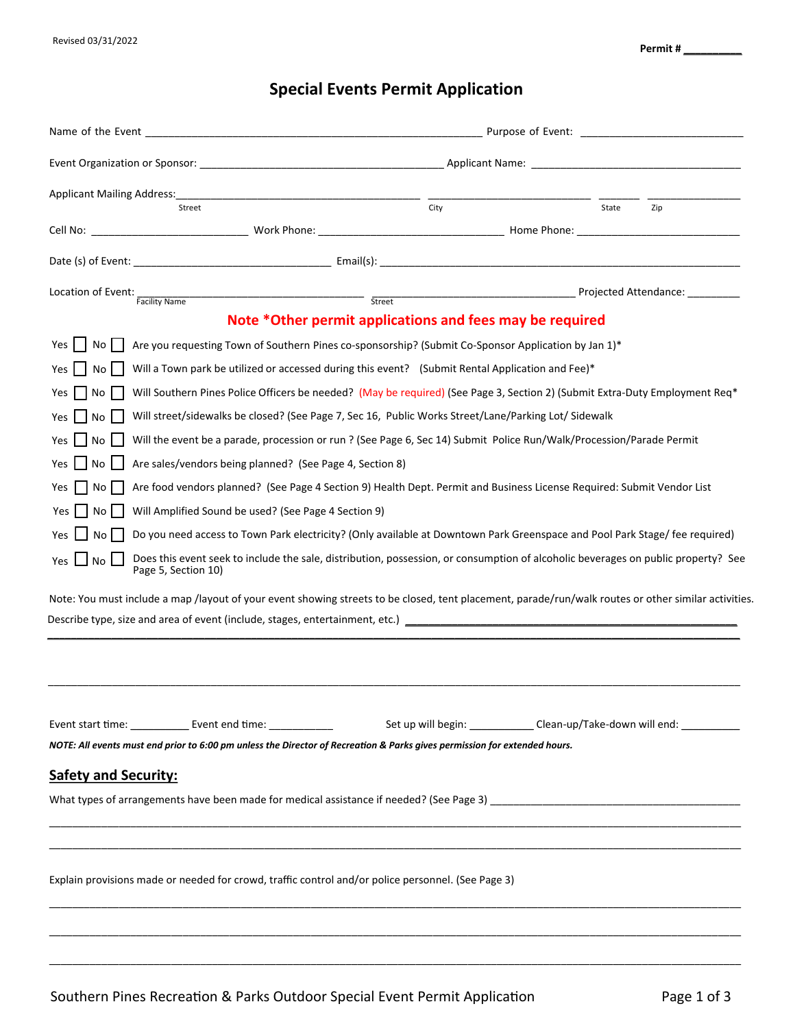Revised 03/31/2022

**Permit # __________**

# Special Events Permit Application

Name of the Event ________________________________________________ Purpose of Event: ________________________

Event Organization or Sponsor: ________________________________________ Applicant Name: ________________________________

Applicant Mailing Address: ________________________________________ ________________________ _______ _______________
(Street) (City) (State) (Zip)

Cell No: __________________________ Work Phone: ______________________________ Home Phone: __________________________

Date (s) of Event: ________________________________ Email(s): ____________________________________________________________

Location of Event: ________________________________ ________________________________ Projected Attendance: _________
(Facility Name) (Street)

**Note *Other permit applications and fees may be required**

- Yes ☐ No ☐ Are you requesting Town of Southern Pines co-sponsorship? (Submit Co-Sponsor Application by Jan 1)*
- Yes ☐ No ☐ Will a Town park be utilized or accessed during this event? (Submit Rental Application and Fee)*
- Yes ☐ No ☐ Will Southern Pines Police Officers be needed? (May be required) (See Page 3, Section 2) (Submit Extra-Duty Employment Req*
- Yes ☐ No ☐ Will street/sidewalks be closed? (See Page 7, Sec 16, Public Works Street/Lane/Parking Lot/ Sidewalk
- Yes ☐ No ☐ Will the event be a parade, procession or run ? (See Page 6, Sec 14) Submit Police Run/Walk/Procession/Parade Permit
- Yes ☐ No ☐ Are sales/vendors being planned? (See Page 4, Section 8)
- Yes ☐ No ☐ Are food vendors planned? (See Page 4 Section 9) Health Dept. Permit and Business License Required: Submit Vendor List
- Yes ☐ No ☐ Will Amplified Sound be used? (See Page 4 Section 9)
- Yes ☐ No ☐ Do you need access to Town Park electricity? (Only available at Downtown Park Greenspace and Pool Park Stage/ fee required)
- Yes ☐ No ☐ Does this event seek to include the sale, distribution, possession, or consumption of alcoholic beverages on public property? See Page 5, Section 10)

Note: You must include a map /layout of your event showing streets to be closed, tent placement, parade/run/walk routes or other similar activities.

Describe type, size and area of event (include, stages, entertainment, etc.) ________________________________________________

______________________________________________________________________________________________________

______________________________________________________________________________________________________

Event start time: __________ Event end time: ___________ Set up will begin: ___________ Clean-up/Take-down will end: __________

***NOTE: All events must end prior to 6:00 pm unless the Director of Recreation & Parks gives permission for extended hours.***

## Safety and Security:

What types of arrangements have been made for medical assistance if needed? (See Page 3) ________________________________________

______________________________________________________________________________________________________

______________________________________________________________________________________________________

Explain provisions made or needed for crowd, traffic control and/or police personnel. (See Page 3)

______________________________________________________________________________________________________

______________________________________________________________________________________________________

______________________________________________________________________________________________________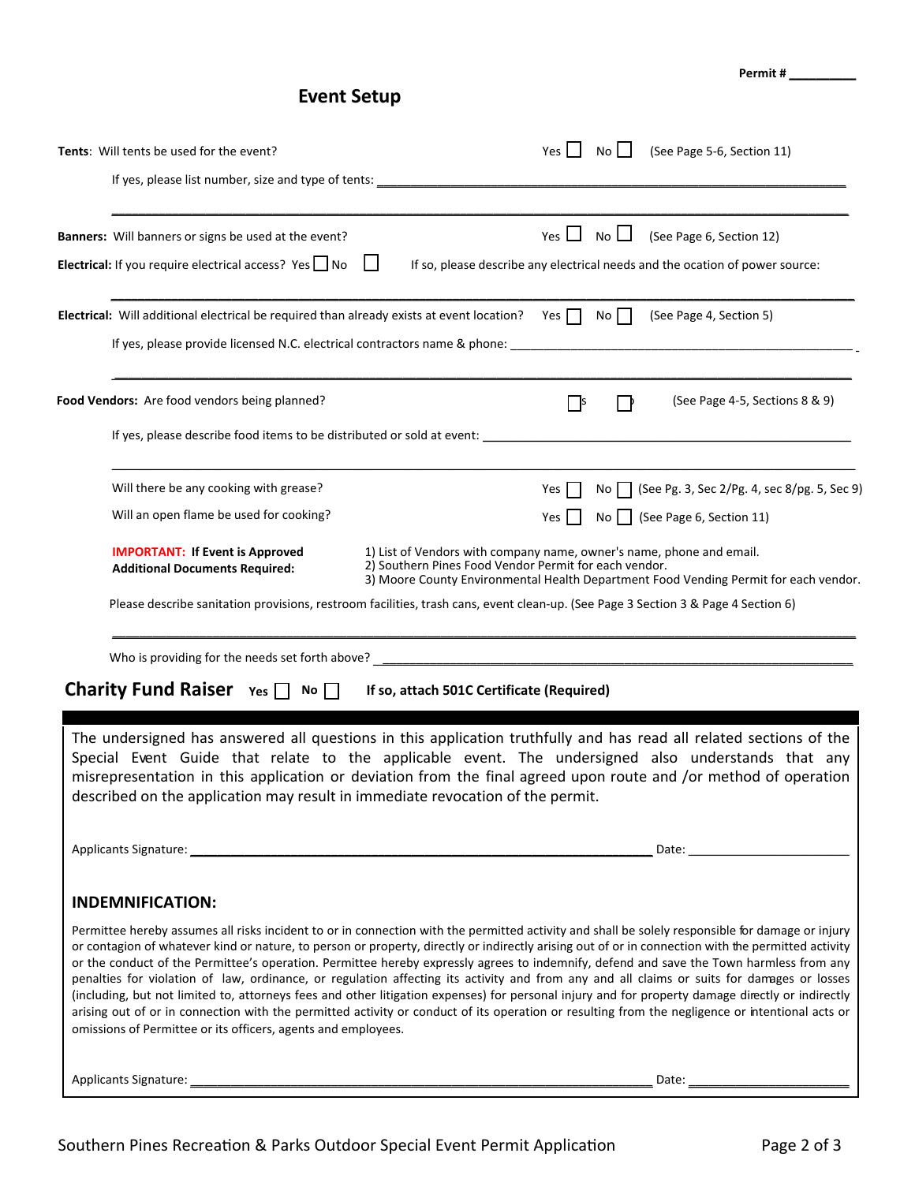Permit # __________

## Event Setup

**Tents**: Will tents be used for the event? Yes ☐ No ☐ (See Page 5-6, Section 11)

If yes, please list number, size and type of tents: ______________________________________________

______________________________________________________________________________________

**Banners:** Will banners or signs be used at the event? Yes ☐ No ☐ (See Page 6, Section 12)

**Electrical:** If you require electrical access? Yes ☐ No ☐ If so, please describe any electrical needs and the ocation of power source:

______________________________________________________________________________________

**Electrical:** Will additional electrical be required than already exists at event location? Yes ☐ No ☐ (See Page 4, Section 5)

If yes, please provide licensed N.C. electrical contractors name & phone: ______________________________

______________________________________________________________________________________

**Food Vendors:** Are food vendors being planned? ☐s ☐ (See Page 4-5, Sections 8 & 9)

If yes, please describe food items to be distributed or sold at event: __________________________________

______________________________________________________________________________________

Will there be any cooking with grease? Yes ☐ No ☐ (See Pg. 3, Sec 2/Pg. 4, sec 8/pg. 5, Sec 9)

Will an open flame be used for cooking? Yes ☐ No ☐ (See Page 6, Section 11)

**IMPORTANT: If Event is Approved Additional Documents Required:**

1) List of Vendors with company name, owner's name, phone and email.
2) Southern Pines Food Vendor Permit for each vendor.
3) Moore County Environmental Health Department Food Vending Permit for each vendor.

Please describe sanitation provisions, restroom facilities, trash cans, event clean-up. (See Page 3 Section 3 & Page 4 Section 6)

______________________________________________________________________________________

Who is providing for the needs set forth above? ______________________________________________

### Charity Fund Raiser **Yes** ☐ **No** ☐ **If so, attach 501C Certificate (Required)**

The undersigned has answered all questions in this application truthfully and has read all related sections of the Special Event Guide that relate to the applicable event. The undersigned also understands that any misrepresentation in this application or deviation from the final agreed upon route and /or method of operation described on the application may result in immediate revocation of the permit.

Applicants Signature: ______________________________________________ Date: __________________

### INDEMNIFICATION:

Permittee hereby assumes all risks incident to or in connection with the permitted activity and shall be solely responsible for damage or injury or contagion of whatever kind or nature, to person or property, directly or indirectly arising out of or in connection with the permitted activity or the conduct of the Permittee's operation. Permittee hereby expressly agrees to indemnify, defend and save the Town harmless from any penalties for violation of law, ordinance, or regulation affecting its activity and from any and all claims or suits for damages or losses (including, but not limited to, attorneys fees and other litigation expenses) for personal injury and for property damage directly or indirectly arising out of or in connection with the permitted activity or conduct of its operation or resulting from the negligence or intentional acts or omissions of Permittee or its officers, agents and employees.

Applicants Signature: ______________________________________________ Date: __________________

Southern Pines Recreation & Parks Outdoor Special Event Permit Application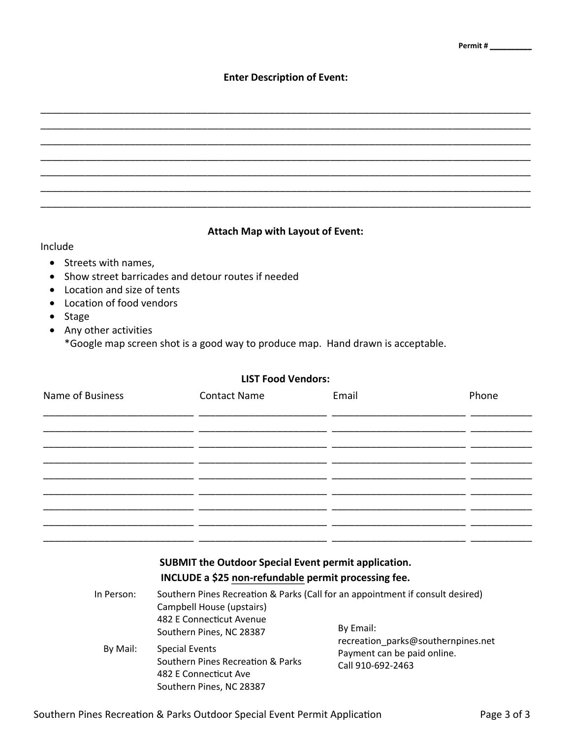Permit # _________

**Enter Description of Event:**

_______________________________________________________________________________
_______________________________________________________________________________
_______________________________________________________________________________
_______________________________________________________________________________
_______________________________________________________________________________
_______________________________________________________________________________
_______________________________________________________________________________

**Attach Map with Layout of Event:**

Include

- Streets with names,
- Show street barricades and detour routes if needed
- Location and size of tents
- Location of food vendors
- Stage
- Any other activities
  *Google map screen shot is a good way to produce map. Hand drawn is acceptable.

**LIST Food Vendors:**

| Name of Business | Contact Name | Email | Phone |
|---|---|---|---|
| | | | |
| | | | |
| | | | |
| | | | |
| | | | |
| | | | |
| | | | |
| | | | |
| | | | |

**SUBMIT the Outdoor Special Event permit application.**
**INCLUDE a $25 non-refundable permit processing fee.**

In Person: Southern Pines Recreation & Parks (Call for an appointment if consult desired)
Campbell House (upstairs)
482 E Connecticut Avenue
Southern Pines, NC 28387

By Mail: Special Events
Southern Pines Recreation & Parks
482 E Connecticut Ave
Southern Pines, NC 28387

By Email:
recreation_parks@southernpines.net
Payment can be paid online.
Call 910-692-2463